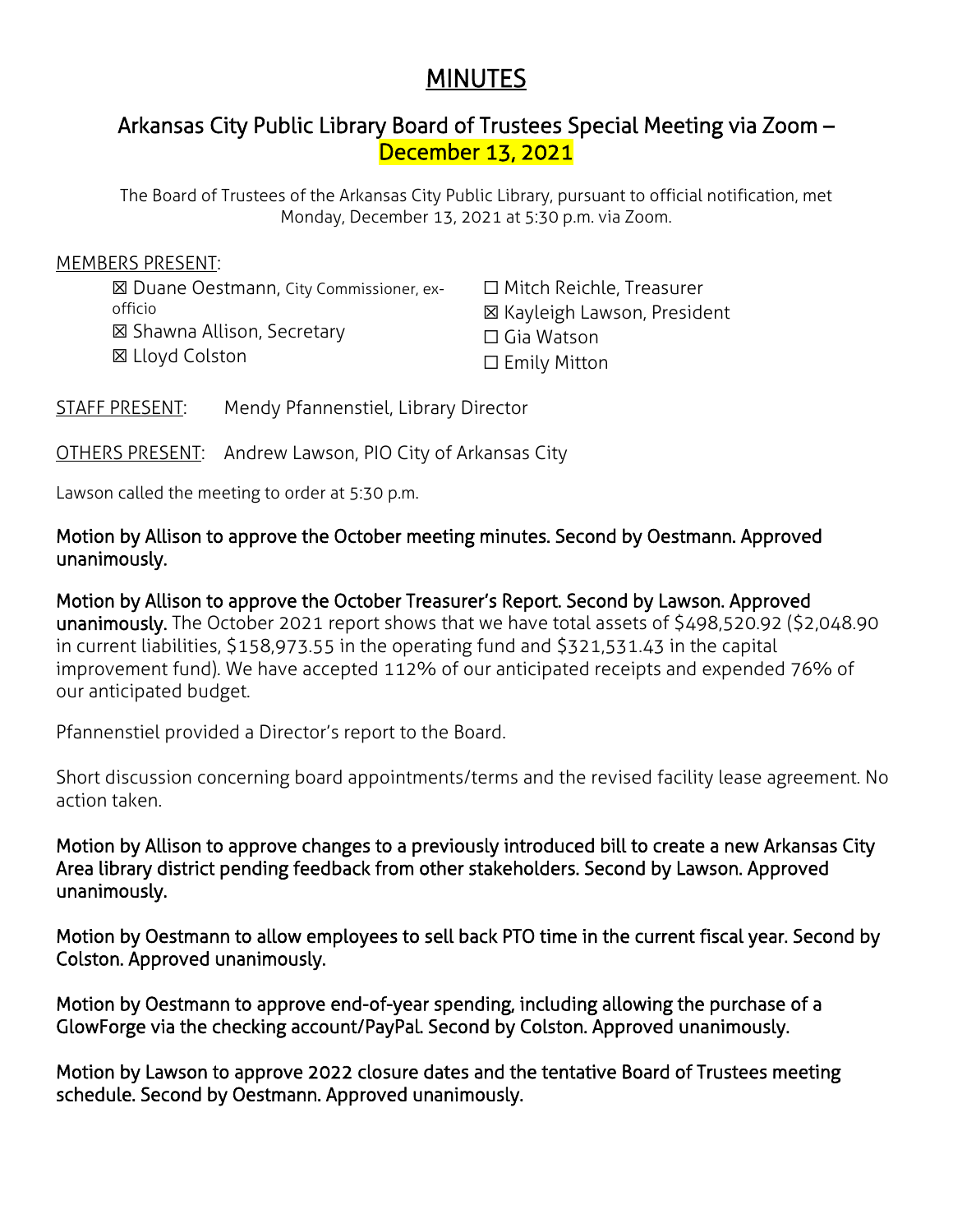# MINUTES

## Arkansas City Public Library Board of Trustees Special Meeting via Zoom – December 13, 2021

The Board of Trustees of the Arkansas City Public Library, pursuant to official notification, met Monday, December 13, 2021 at 5:30 p.m. via Zoom.

MEMBERS PRESENT:

- ☒ Duane Oestmann, City Commissioner, ex-officio
- ☒ Shawna Allison, Secretary
- ☒ Lloyd Colston
- ☐ Mitch Reichle, Treasurer
- ☒ Kayleigh Lawson, President
- ☐ Gia Watson
- ☐ Emily Mitton

STAFF PRESENT: Mendy Pfannenstiel, Library Director

OTHERS PRESENT: Andrew Lawson, PIO City of Arkansas City

Lawson called the meeting to order at 5:30 p.m.

**Motion by Allison to approve the October meeting minutes. Second by Oestmann. Approved unanimously.**

**Motion by Allison to approve the October Treasurer's Report. Second by Lawson. Approved unanimously.** The October 2021 report shows that we have total assets of $498,520.92 ($2,048.90 in current liabilities, $158,973.55 in the operating fund and $321,531.43 in the capital improvement fund). We have accepted 112% of our anticipated receipts and expended 76% of our anticipated budget.

Pfannenstiel provided a Director's report to the Board.

Short discussion concerning board appointments/terms and the revised facility lease agreement. No action taken.

**Motion by Allison to approve changes to a previously introduced bill to create a new Arkansas City Area library district pending feedback from other stakeholders. Second by Lawson. Approved unanimously.**

**Motion by Oestmann to allow employees to sell back PTO time in the current fiscal year. Second by Colston. Approved unanimously.**

**Motion by Oestmann to approve end-of-year spending, including allowing the purchase of a GlowForge via the checking account/PayPal. Second by Colston. Approved unanimously.**

**Motion by Lawson to approve 2022 closure dates and the tentative Board of Trustees meeting schedule. Second by Oestmann. Approved unanimously.**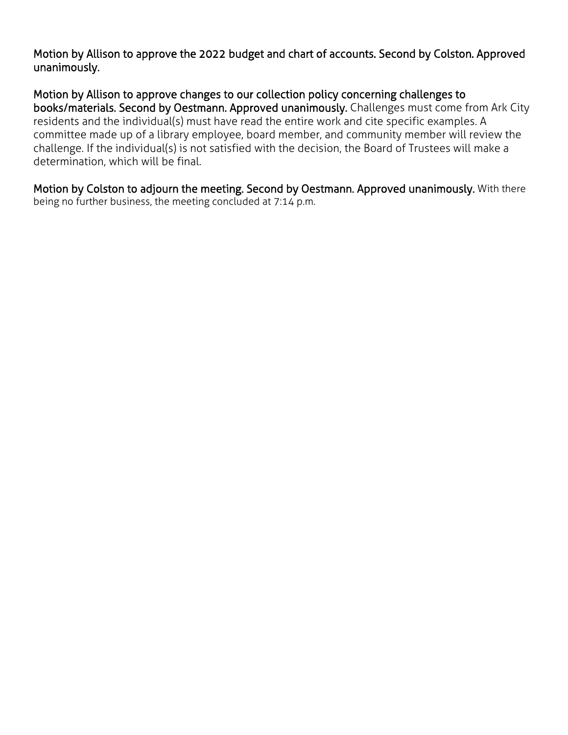**Motion by Allison to approve the 2022 budget and chart of accounts. Second by Colston. Approved unanimously.**

**Motion by Allison to approve changes to our collection policy concerning challenges to books/materials. Second by Oestmann. Approved unanimously.** Challenges must come from Ark City residents and the individual(s) must have read the entire work and cite specific examples. A committee made up of a library employee, board member, and community member will review the challenge. If the individual(s) is not satisfied with the decision, the Board of Trustees will make a determination, which will be final.

**Motion by Colston to adjourn the meeting. Second by Oestmann. Approved unanimously.** With there being no further business, the meeting concluded at 7:14 p.m.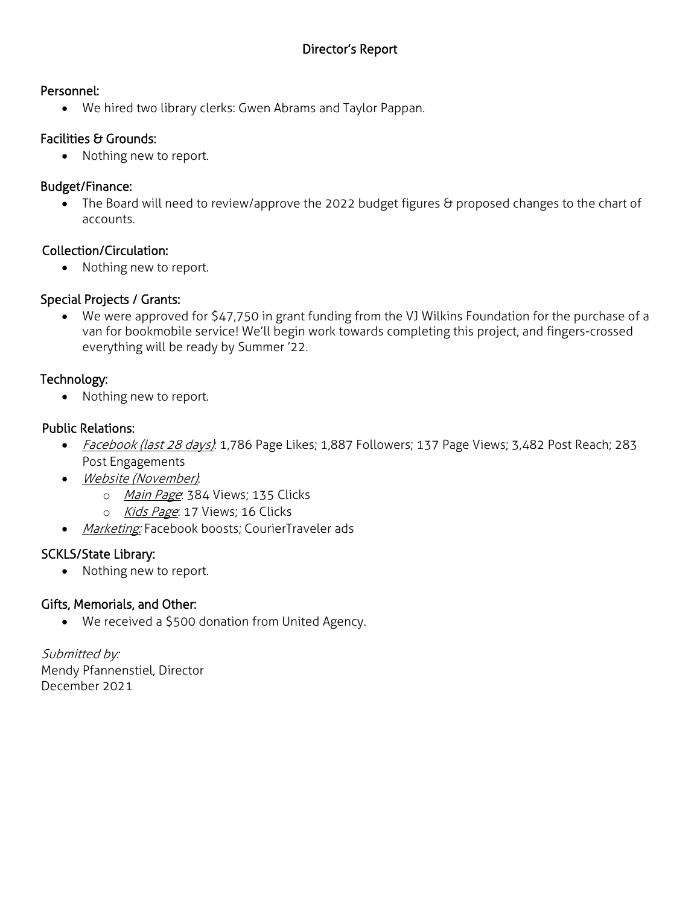# Director's Report

## Personnel:

- We hired two library clerks: Gwen Abrams and Taylor Pappan.

## Facilities & Grounds:

- Nothing new to report.

## Budget/Finance:

- The Board will need to review/approve the 2022 budget figures & proposed changes to the chart of accounts.

## Collection/Circulation:

- Nothing new to report.

## Special Projects / Grants:

- We were approved for $47,750 in grant funding from the VJ Wilkins Foundation for the purchase of a van for bookmobile service! We'll begin work towards completing this project, and fingers-crossed everything will be ready by Summer '22.

## Technology:

- Nothing new to report.

## Public Relations:

- *Facebook (last 28 days)*: 1,786 Page Likes; 1,887 Followers; 137 Page Views; 3,482 Post Reach; 283 Post Engagements
- *Website (November)*:
  - *Main Page*: 384 Views; 135 Clicks
  - *Kids Page*: 17 Views; 16 Clicks
- *Marketing:* Facebook boosts; CourierTraveler ads

## SCKLS/State Library:

- Nothing new to report.

## Gifts, Memorials, and Other:

- We received a $500 donation from United Agency.

*Submitted by:*
Mendy Pfannenstiel, Director
December 2021